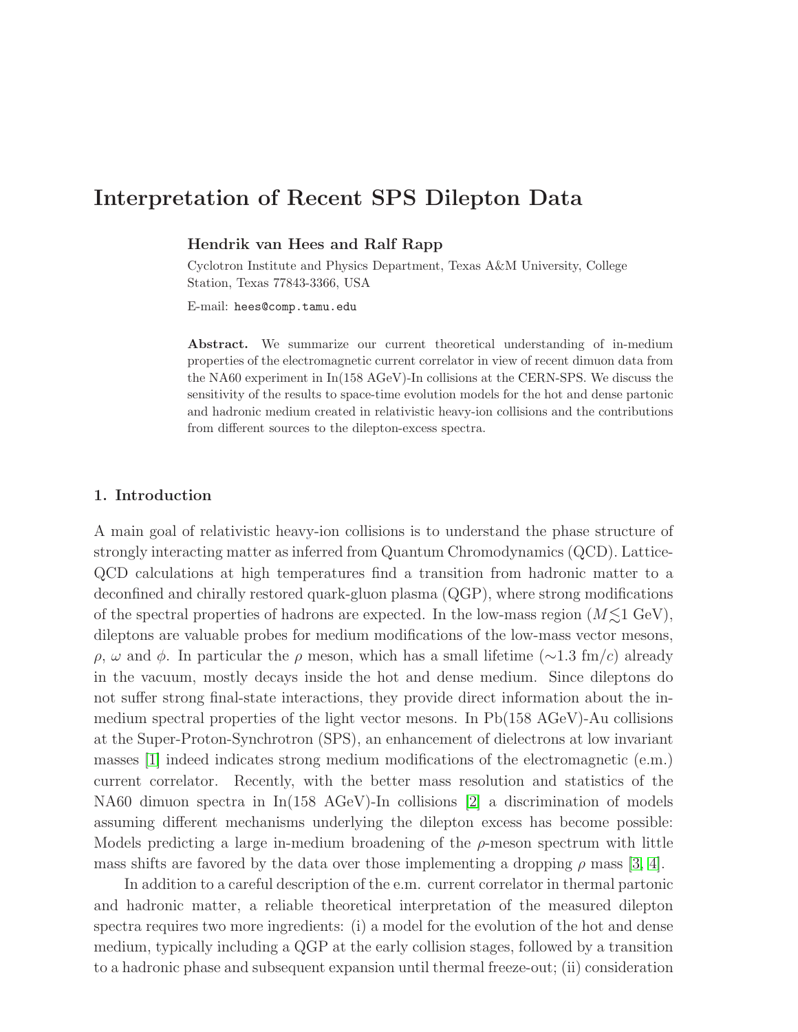# Interpretation of Recent SPS Dilepton Data

**Hendrik van Hees and Ralf Rapp**

Cyclotron Institute and Physics Department, Texas A&M University, College Station, Texas 77843-3366, USA

E-mail: hees@comp.tamu.edu

**Abstract.** We summarize our current theoretical understanding of in-medium properties of the electromagnetic current correlator in view of recent dimuon data from the NA60 experiment in In(158 AGeV)-In collisions at the CERN-SPS. We discuss the sensitivity of the results to space-time evolution models for the hot and dense partonic and hadronic medium created in relativistic heavy-ion collisions and the contributions from different sources to the dilepton-excess spectra.

## 1. Introduction

A main goal of relativistic heavy-ion collisions is to understand the phase structure of strongly interacting matter as inferred from Quantum Chromodynamics (QCD). Lattice-QCD calculations at high temperatures find a transition from hadronic matter to a deconfined and chirally restored quark-gluon plasma (QGP), where strong modifications of the spectral properties of hadrons are expected. In the low-mass region ($M \lesssim 1$ GeV), dileptons are valuable probes for medium modifications of the low-mass vector mesons, $\rho$, $\omega$ and $\phi$. In particular the $\rho$ meson, which has a small lifetime ($\sim$1.3 fm/$c$) already in the vacuum, mostly decays inside the hot and dense medium. Since dileptons do not suffer strong final-state interactions, they provide direct information about the in-medium spectral properties of the light vector mesons. In Pb(158 AGeV)-Au collisions at the Super-Proton-Synchrotron (SPS), an enhancement of dielectrons at low invariant masses [1] indeed indicates strong medium modifications of the electromagnetic (e.m.) current correlator. Recently, with the better mass resolution and statistics of the NA60 dimuon spectra in In(158 AGeV)-In collisions [2] a discrimination of models assuming different mechanisms underlying the dilepton excess has become possible: Models predicting a large in-medium broadening of the $\rho$-meson spectrum with little mass shifts are favored by the data over those implementing a dropping $\rho$ mass [3, 4].

In addition to a careful description of the e.m. current correlator in thermal partonic and hadronic matter, a reliable theoretical interpretation of the measured dilepton spectra requires two more ingredients: (i) a model for the evolution of the hot and dense medium, typically including a QGP at the early collision stages, followed by a transition to a hadronic phase and subsequent expansion until thermal freeze-out; (ii) consideration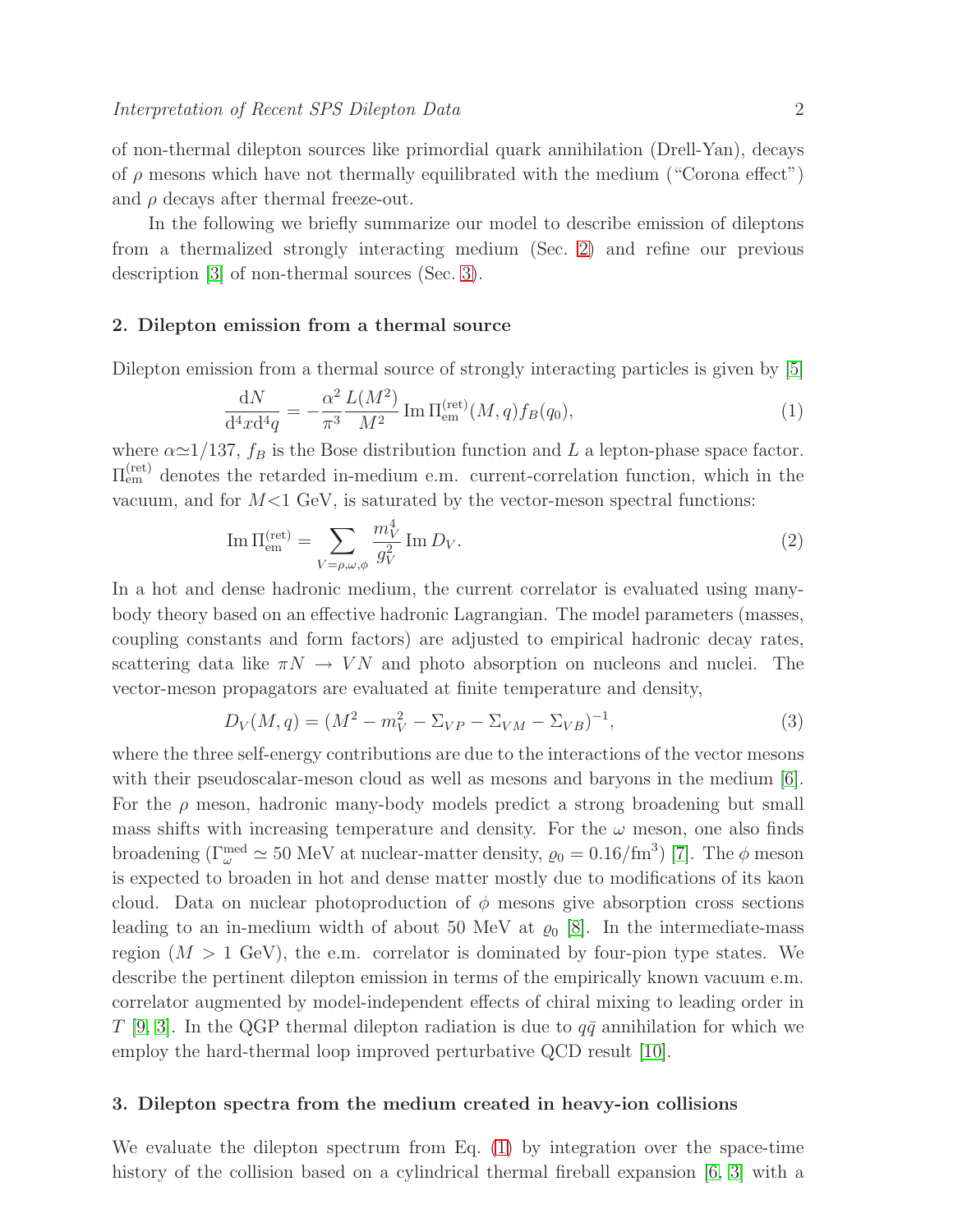of non-thermal dilepton sources like primordial quark annihilation (Drell-Yan), decays of $\rho$ mesons which have not thermally equilibrated with the medium ("Corona effect") and $\rho$ decays after thermal freeze-out.

In the following we briefly summarize our model to describe emission of dileptons from a thermalized strongly interacting medium (Sec. 2) and refine our previous description [3] of non-thermal sources (Sec. 3).

## 2. Dilepton emission from a thermal source

Dilepton emission from a thermal source of strongly interacting particles is given by [5]

$$\frac{\mathrm{d}N}{\mathrm{d}^4x\mathrm{d}^4q} = -\frac{\alpha^2}{\pi^3}\frac{L(M^2)}{M^2}\,\mathrm{Im}\,\Pi^{(\mathrm{ret})}_{\mathrm{em}}(M,q)f_B(q_0), \tag{1}$$

where $\alpha \simeq 1/137$, $f_B$ is the Bose distribution function and $L$ a lepton-phase space factor. $\Pi^{(\mathrm{ret})}_{\mathrm{em}}$ denotes the retarded in-medium e.m. current-correlation function, which in the vacuum, and for $M<1$ GeV, is saturated by the vector-meson spectral functions:

$$\mathrm{Im}\,\Pi^{(\mathrm{ret})}_{\mathrm{em}} = \sum_{V=\rho,\omega,\phi}\frac{m_V^4}{g_V^2}\,\mathrm{Im}\,D_V. \tag{2}$$

In a hot and dense hadronic medium, the current correlator is evaluated using many-body theory based on an effective hadronic Lagrangian. The model parameters (masses, coupling constants and form factors) are adjusted to empirical hadronic decay rates, scattering data like $\pi N \rightarrow VN$ and photo absorption on nucleons and nuclei. The vector-meson propagators are evaluated at finite temperature and density,

$$D_V(M,q) = (M^2 - m_V^2 - \Sigma_{VP} - \Sigma_{VM} - \Sigma_{VB})^{-1}, \tag{3}$$

where the three self-energy contributions are due to the interactions of the vector mesons with their pseudoscalar-meson cloud as well as mesons and baryons in the medium [6]. For the $\rho$ meson, hadronic many-body models predict a strong broadening but small mass shifts with increasing temperature and density. For the $\omega$ meson, one also finds broadening ($\Gamma_\omega^{\mathrm{med}} \simeq 50$ MeV at nuclear-matter density, $\varrho_0 = 0.16/\mathrm{fm}^3$) [7]. The $\phi$ meson is expected to broaden in hot and dense matter mostly due to modifications of its kaon cloud. Data on nuclear photoproduction of $\phi$ mesons give absorption cross sections leading to an in-medium width of about 50 MeV at $\varrho_0$ [8]. In the intermediate-mass region ($M > 1$ GeV), the e.m. correlator is dominated by four-pion type states. We describe the pertinent dilepton emission in terms of the empirically known vacuum e.m. correlator augmented by model-independent effects of chiral mixing to leading order in $T$ [9, 3]. In the QGP thermal dilepton radiation is due to $q\bar{q}$ annihilation for which we employ the hard-thermal loop improved perturbative QCD result [10].

## 3. Dilepton spectra from the medium created in heavy-ion collisions

We evaluate the dilepton spectrum from Eq. (1) by integration over the space-time history of the collision based on a cylindrical thermal fireball expansion [6, 3] with a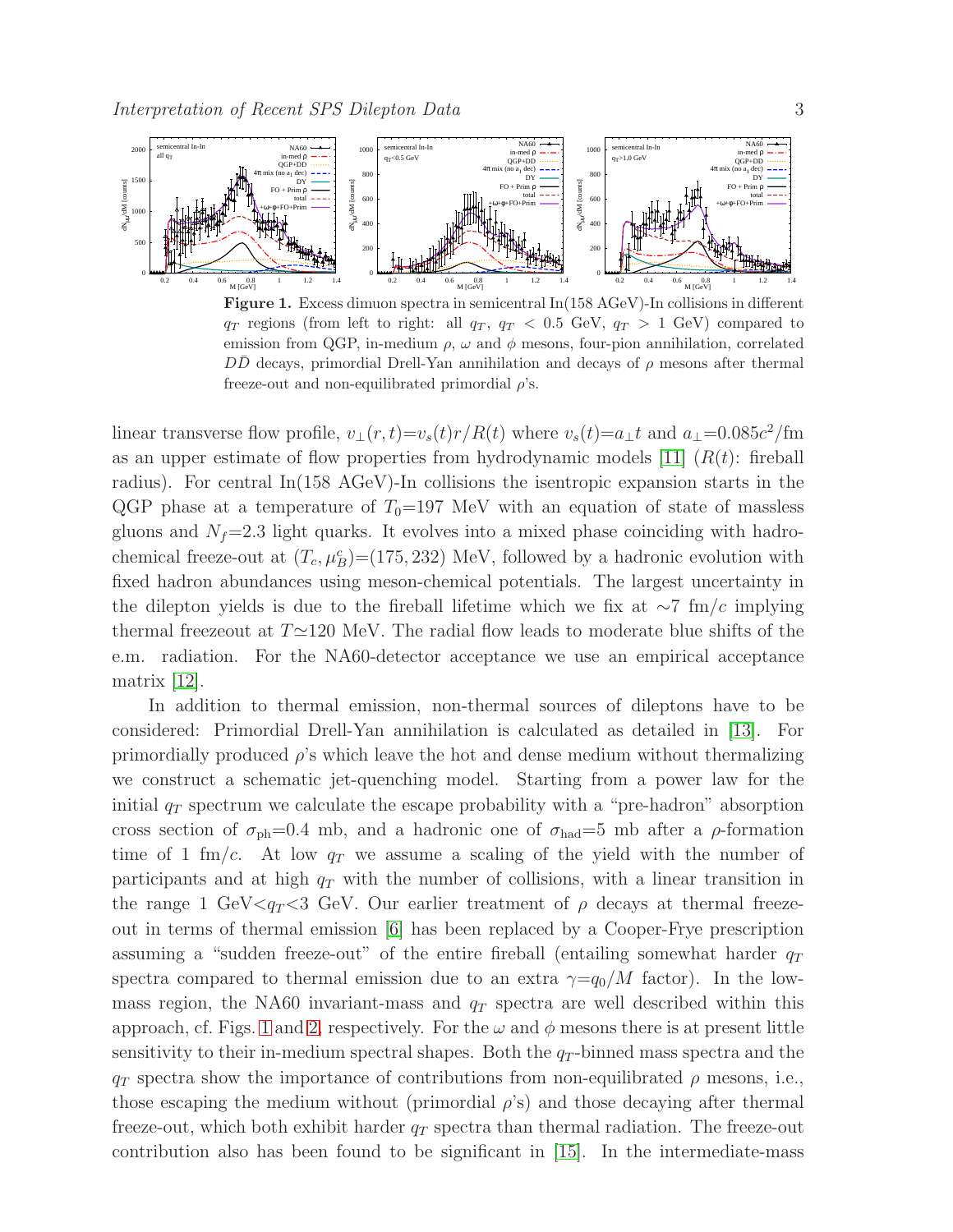**Figure 1.** Excess dimuon spectra in semicentral In(158 AGeV)-In collisions in different $q_T$ regions (from left to right: all $q_T$, $q_T < 0.5$ GeV, $q_T > 1$ GeV) compared to emission from QGP, in-medium $\rho$, $\omega$ and $\phi$ mesons, four-pion annihilation, correlated $D\bar{D}$ decays, primordial Drell-Yan annihilation and decays of $\rho$ mesons after thermal freeze-out and non-equilibrated primordial $\rho$'s.

linear transverse flow profile, $v_\perp(r,t)=v_s(t)r/R(t)$ where $v_s(t)=a_\perp t$ and $a_\perp=0.085c^2/\text{fm}$ as an upper estimate of flow properties from hydrodynamic models [11] ($R(t)$: fireball radius). For central In(158 AGeV)-In collisions the isentropic expansion starts in the QGP phase at a temperature of $T_0$=197 MeV with an equation of state of massless gluons and $N_f$=2.3 light quarks. It evolves into a mixed phase coinciding with hadro-chemical freeze-out at $(T_c, \mu_B^c)=(175, 232)$ MeV, followed by a hadronic evolution with fixed hadron abundances using meson-chemical potentials. The largest uncertainty in the dilepton yields is due to the fireball lifetime which we fix at $\sim$7 fm/$c$ implying thermal freezeout at $T\simeq$120 MeV. The radial flow leads to moderate blue shifts of the e.m. radiation. For the NA60-detector acceptance we use an empirical acceptance matrix [12].

In addition to thermal emission, non-thermal sources of dileptons have to be considered: Primordial Drell-Yan annihilation is calculated as detailed in [13]. For primordially produced $\rho$'s which leave the hot and dense medium without thermalizing we construct a schematic jet-quenching model. Starting from a power law for the initial $q_T$ spectrum we calculate the escape probability with a "pre-hadron" absorption cross section of $\sigma_{\text{ph}}$=0.4 mb, and a hadronic one of $\sigma_{\text{had}}$=5 mb after a $\rho$-formation time of 1 fm/$c$. At low $q_T$ we assume a scaling of the yield with the number of participants and at high $q_T$ with the number of collisions, with a linear transition in the range 1 GeV<$q_T$<3 GeV. Our earlier treatment of $\rho$ decays at thermal freeze-out in terms of thermal emission [6] has been replaced by a Cooper-Frye prescription assuming a "sudden freeze-out" of the entire fireball (entailing somewhat harder $q_T$ spectra compared to thermal emission due to an extra $\gamma=q_0/M$ factor). In the low-mass region, the NA60 invariant-mass and $q_T$ spectra are well described within this approach, cf. Figs. 1 and 2, respectively. For the $\omega$ and $\phi$ mesons there is at present little sensitivity to their in-medium spectral shapes. Both the $q_T$-binned mass spectra and the $q_T$ spectra show the importance of contributions from non-equilibrated $\rho$ mesons, i.e., those escaping the medium without (primordial $\rho$'s) and those decaying after thermal freeze-out, which both exhibit harder $q_T$ spectra than thermal radiation. The freeze-out contribution also has been found to be significant in [15]. In the intermediate-mass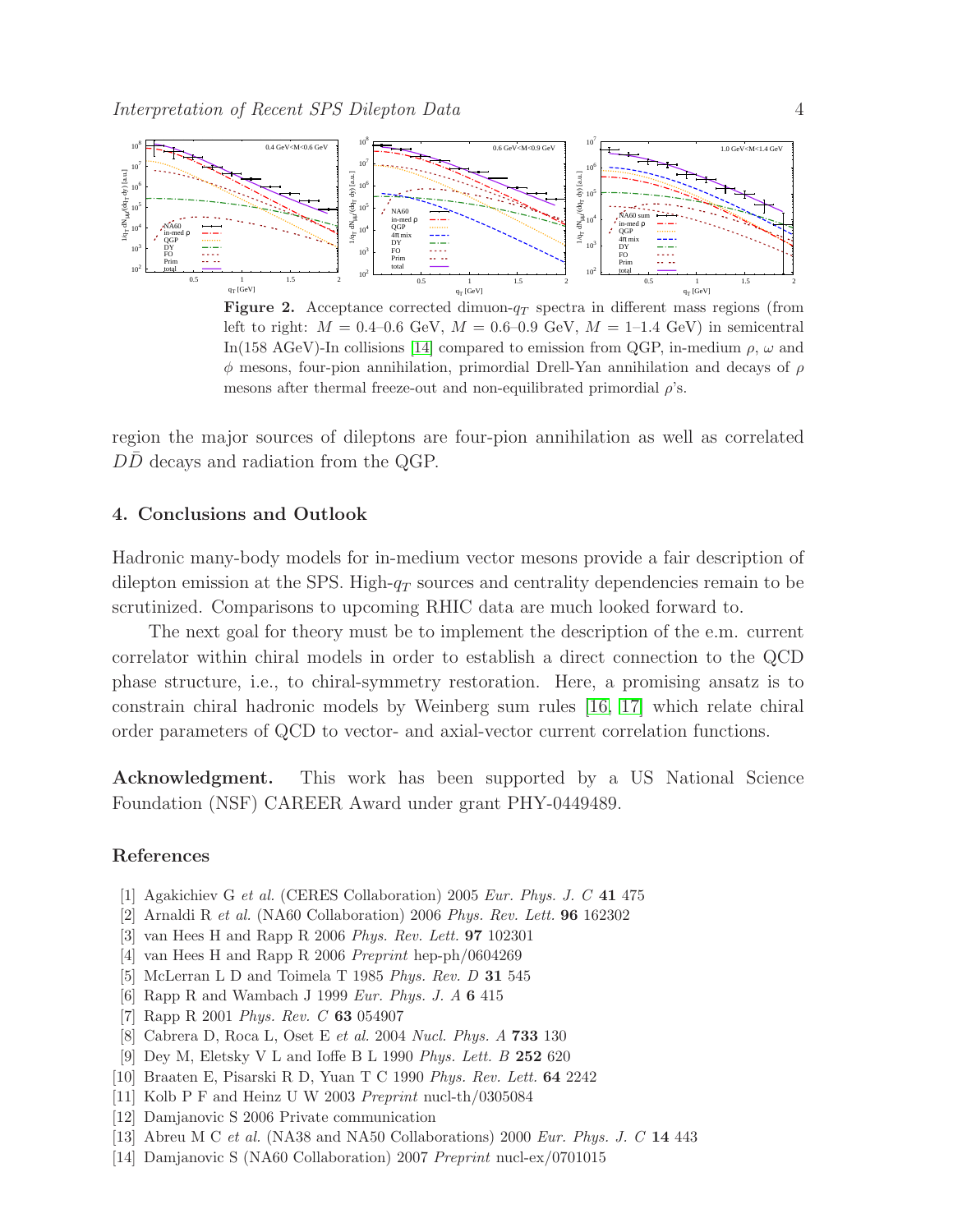**Figure 2.** Acceptance corrected dimuon-$q_T$ spectra in different mass regions (from left to right: $M = 0.4$–$0.6$ GeV, $M = 0.6$–$0.9$ GeV, $M = 1$–$1.4$ GeV) in semicentral In(158 AGeV)-In collisions [14] compared to emission from QGP, in-medium $\rho$, $\omega$ and $\phi$ mesons, four-pion annihilation, primordial Drell-Yan annihilation and decays of $\rho$ mesons after thermal freeze-out and non-equilibrated primordial $\rho$'s.

region the major sources of dileptons are four-pion annihilation as well as correlated $D\bar{D}$ decays and radiation from the QGP.

## 4. Conclusions and Outlook

Hadronic many-body models for in-medium vector mesons provide a fair description of dilepton emission at the SPS. High-$q_T$ sources and centrality dependencies remain to be scrutinized. Comparisons to upcoming RHIC data are much looked forward to.

The next goal for theory must be to implement the description of the e.m. current correlator within chiral models in order to establish a direct connection to the QCD phase structure, i.e., to chiral-symmetry restoration. Here, a promising ansatz is to constrain chiral hadronic models by Weinberg sum rules [16, 17] which relate chiral order parameters of QCD to vector- and axial-vector current correlation functions.

**Acknowledgment.** This work has been supported by a US National Science Foundation (NSF) CAREER Award under grant PHY-0449489.

## References

[1] Agakichiev G *et al.* (CERES Collaboration) 2005 *Eur. Phys. J. C* **41** 475

[2] Arnaldi R *et al.* (NA60 Collaboration) 2006 *Phys. Rev. Lett.* **96** 162302

[3] van Hees H and Rapp R 2006 *Phys. Rev. Lett.* **97** 102301

[4] van Hees H and Rapp R 2006 *Preprint* hep-ph/0604269

[5] McLerran L D and Toimela T 1985 *Phys. Rev. D* **31** 545

[6] Rapp R and Wambach J 1999 *Eur. Phys. J. A* **6** 415

[7] Rapp R 2001 *Phys. Rev. C* **63** 054907

[8] Cabrera D, Roca L, Oset E *et al.* 2004 *Nucl. Phys. A* **733** 130

[9] Dey M, Eletsky V L and Ioffe B L 1990 *Phys. Lett. B* **252** 620

[10] Braaten E, Pisarski R D, Yuan T C 1990 *Phys. Rev. Lett.* **64** 2242

[11] Kolb P F and Heinz U W 2003 *Preprint* nucl-th/0305084

[12] Damjanovic S 2006 Private communication

[13] Abreu M C *et al.* (NA38 and NA50 Collaborations) 2000 *Eur. Phys. J. C* **14** 443

[14] Damjanovic S (NA60 Collaboration) 2007 *Preprint* nucl-ex/0701015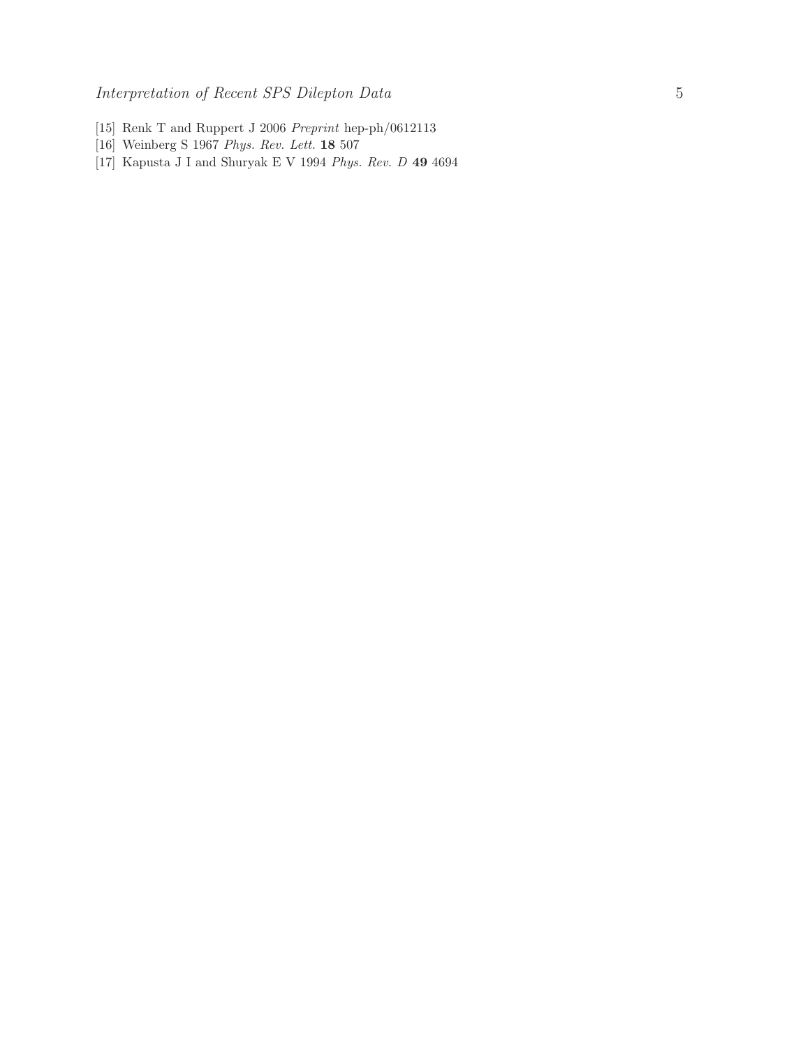[15] Renk T and Ruppert J 2006 *Preprint* hep-ph/0612113
[16] Weinberg S 1967 *Phys. Rev. Lett.* **18** 507
[17] Kapusta J I and Shuryak E V 1994 *Phys. Rev. D* **49** 4694